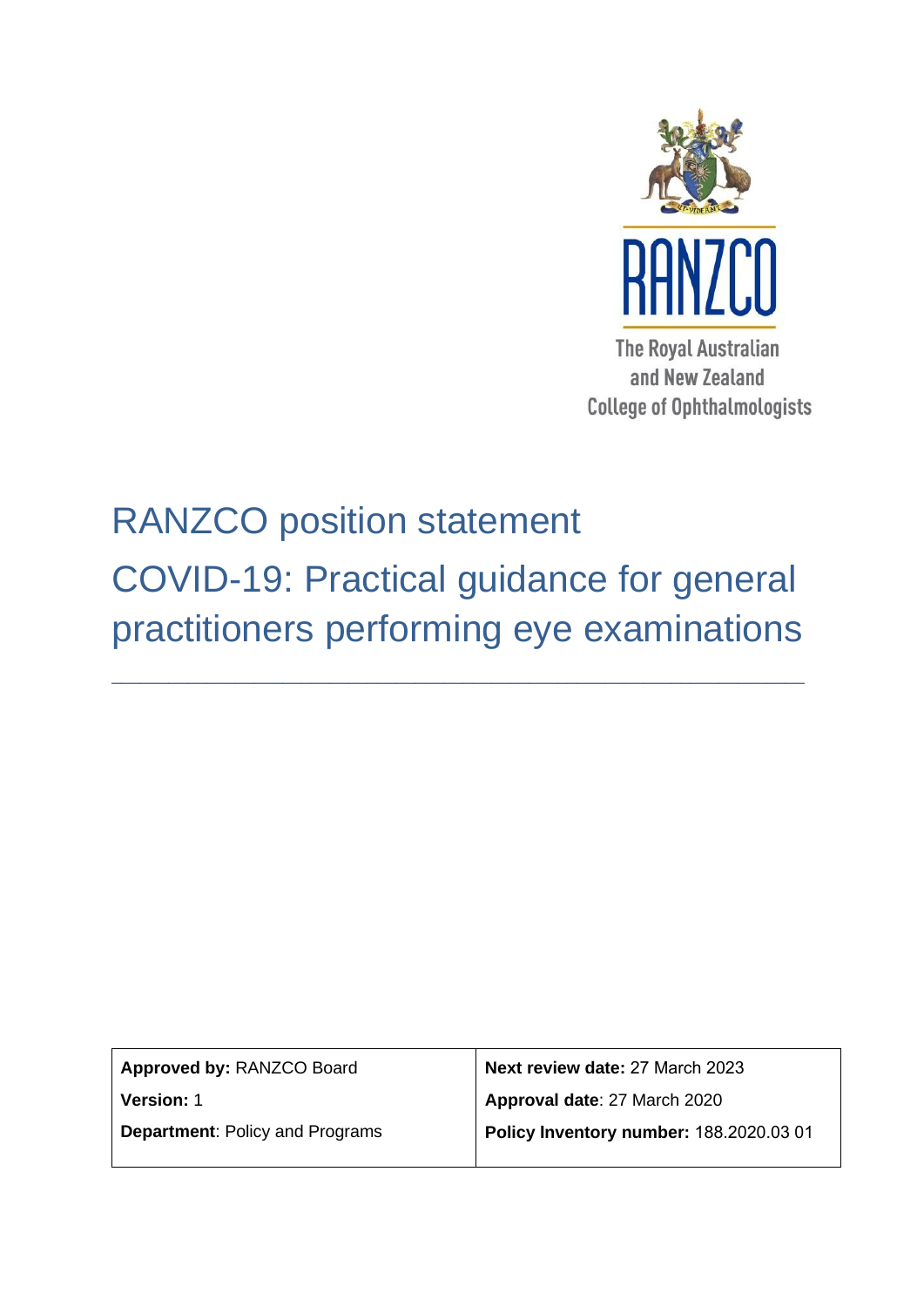RANZCO

The Royal Australian and New Zealand College of Ophthalmologists

# RANZCO position statement

# COVID-19: Practical guidance for general practitioners performing eye examinations

| | |
|---|---|
| **Approved by:** RANZCO Board | **Next review date:** 27 March 2023 |
| **Version:** 1 | **Approval date**: 27 March 2020 |
| **Department**: Policy and Programs | **Policy Inventory number:** 188.2020.03 01 |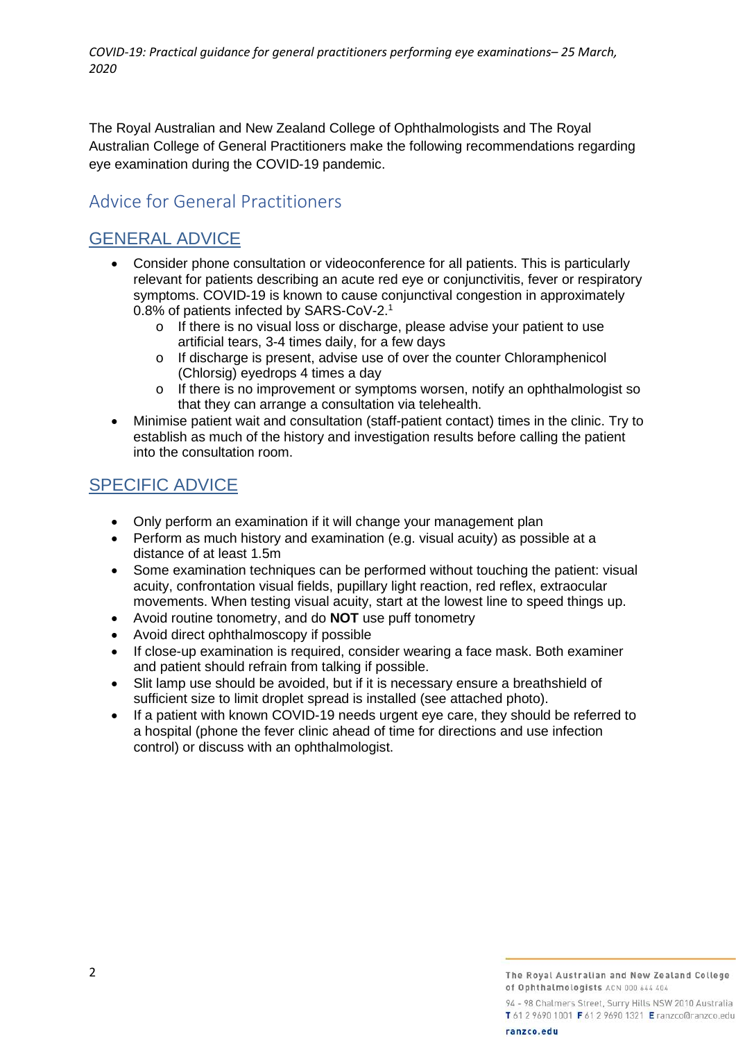The Royal Australian and New Zealand College of Ophthalmologists and The Royal Australian College of General Practitioners make the following recommendations regarding eye examination during the COVID-19 pandemic.

## Advice for General Practitioners

### GENERAL ADVICE

- Consider phone consultation or videoconference for all patients. This is particularly relevant for patients describing an acute red eye or conjunctivitis, fever or respiratory symptoms. COVID-19 is known to cause conjunctival congestion in approximately 0.8% of patients infected by SARS-CoV-2.[1]
  - If there is no visual loss or discharge, please advise your patient to use artificial tears, 3-4 times daily, for a few days
  - If discharge is present, advise use of over the counter Chloramphenicol (Chlorsig) eyedrops 4 times a day
  - If there is no improvement or symptoms worsen, notify an ophthalmologist so that they can arrange a consultation via telehealth.
- Minimise patient wait and consultation (staff-patient contact) times in the clinic. Try to establish as much of the history and investigation results before calling the patient into the consultation room.

### SPECIFIC ADVICE

- Only perform an examination if it will change your management plan
- Perform as much history and examination (e.g. visual acuity) as possible at a distance of at least 1.5m
- Some examination techniques can be performed without touching the patient: visual acuity, confrontation visual fields, pupillary light reaction, red reflex, extraocular movements. When testing visual acuity, start at the lowest line to speed things up.
- Avoid routine tonometry, and do **NOT** use puff tonometry
- Avoid direct ophthalmoscopy if possible
- If close-up examination is required, consider wearing a face mask. Both examiner and patient should refrain from talking if possible.
- Slit lamp use should be avoided, but if it is necessary ensure a breathshield of sufficient size to limit droplet spread is installed (see attached photo).
- If a patient with known COVID-19 needs urgent eye care, they should be referred to a hospital (phone the fever clinic ahead of time for directions and use infection control) or discuss with an ophthalmologist.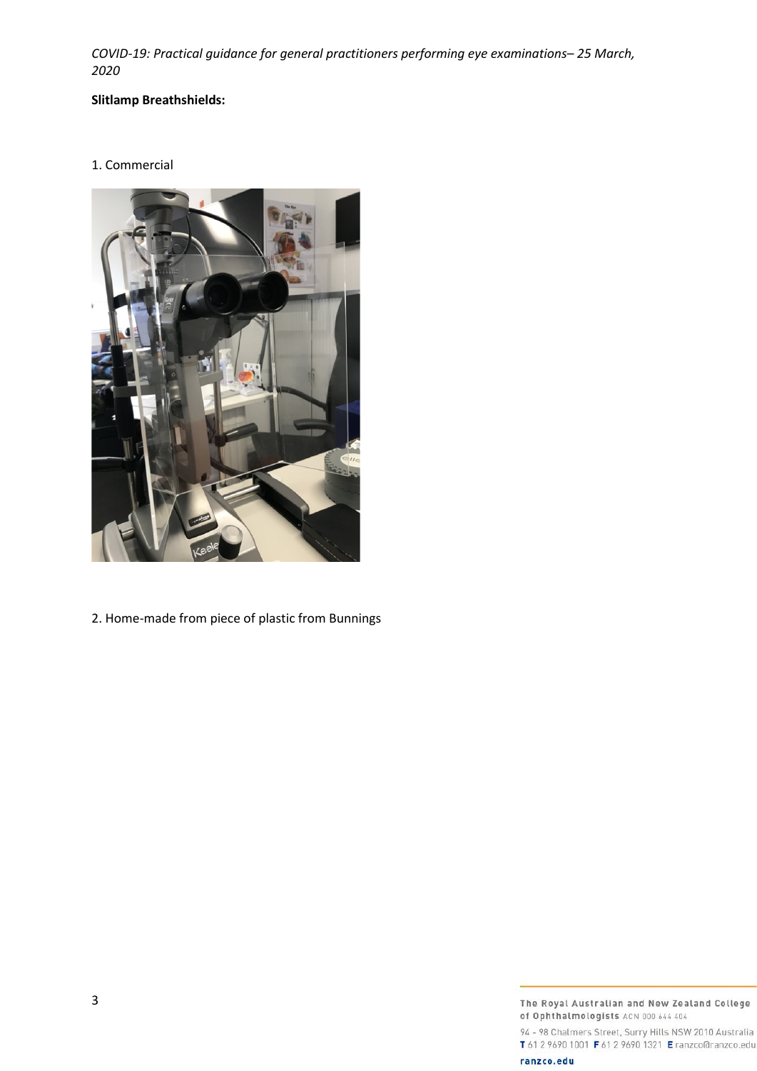**Slitlamp Breathshields:**

1. Commercial

2. Home-made from piece of plastic from Bunnings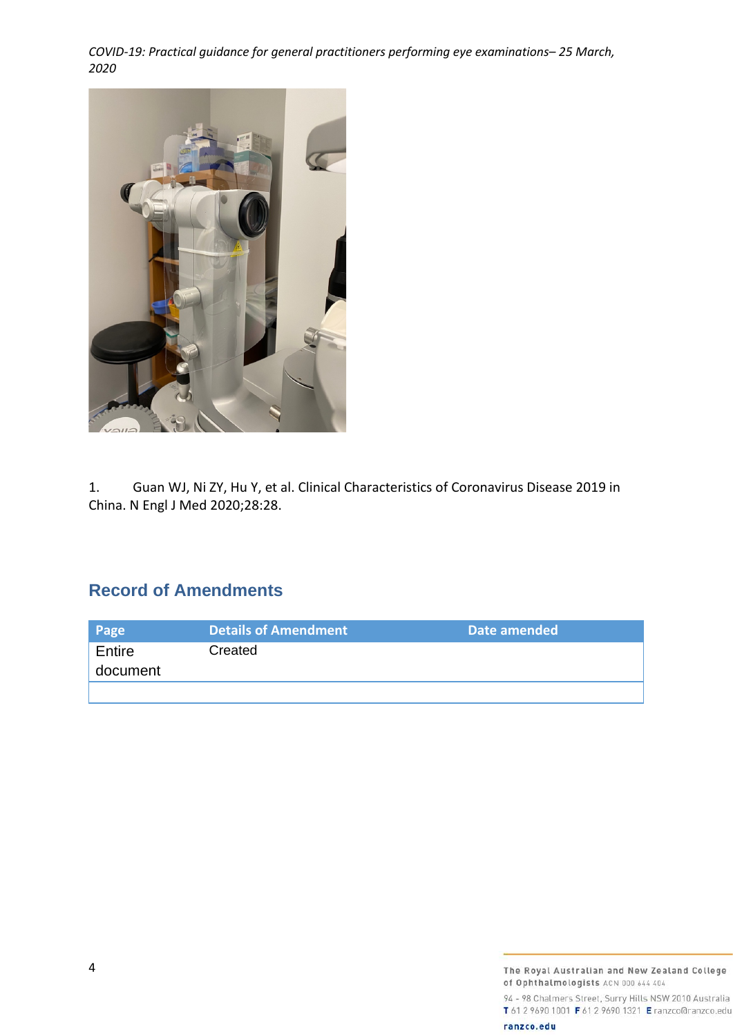1. Guan WJ, Ni ZY, Hu Y, et al. Clinical Characteristics of Coronavirus Disease 2019 in China. N Engl J Med 2020;28:28.

## Record of Amendments

| Page | Details of Amendment | Date amended |
|---|---|---|
| Entire document | Created | |
| | | |